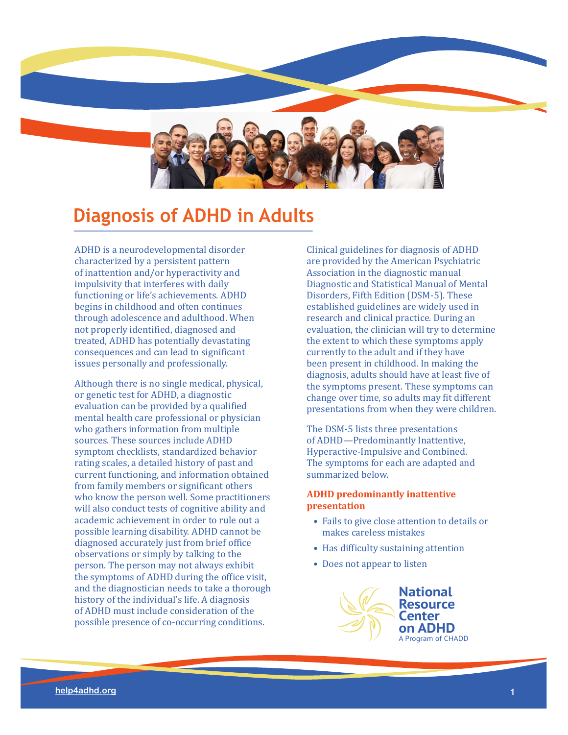# Diagnosis of ADHD in Adults

ADHD is a neurodevelopmental disorder characterized by a persistent pattern of inattention and/or hyperactivity and impulsivity that interferes with daily functioning or life's achievements. ADHD begins in childhood and often continues through adolescence and adulthood. When not properly identified, diagnosed and treated, ADHD has potentially devastating consequences and can lead to significant issues personally and professionally.

Although there is no single medical, physical, or genetic test for ADHD, a diagnostic evaluation can be provided by a qualified mental health care professional or physician who gathers information from multiple sources. These sources include ADHD symptom checklists, standardized behavior rating scales, a detailed history of past and current functioning, and information obtained from family members or significant others who know the person well. Some practitioners will also conduct tests of cognitive ability and academic achievement in order to rule out a possible learning disability. ADHD cannot be diagnosed accurately just from brief office observations or simply by talking to the person. The person may not always exhibit the symptoms of ADHD during the office visit, and the diagnostician needs to take a thorough history of the individual's life. A diagnosis of ADHD must include consideration of the possible presence of co-occurring conditions.

Clinical guidelines for diagnosis of ADHD are provided by the American Psychiatric Association in the diagnostic manual Diagnostic and Statistical Manual of Mental Disorders, Fifth Edition (DSM-5). These established guidelines are widely used in research and clinical practice. During an evaluation, the clinician will try to determine the extent to which these symptoms apply currently to the adult and if they have been present in childhood. In making the diagnosis, adults should have at least five of the symptoms present. These symptoms can change over time, so adults may fit different presentations from when they were children.

The DSM-5 lists three presentations of ADHD—Predominantly Inattentive, Hyperactive-Impulsive and Combined. The symptoms for each are adapted and summarized below.

### ADHD predominantly inattentive presentation

- Fails to give close attention to details or makes careless mistakes
- Has difficulty sustaining attention
- Does not appear to listen

National Resource Center on ADHD
A Program of CHADD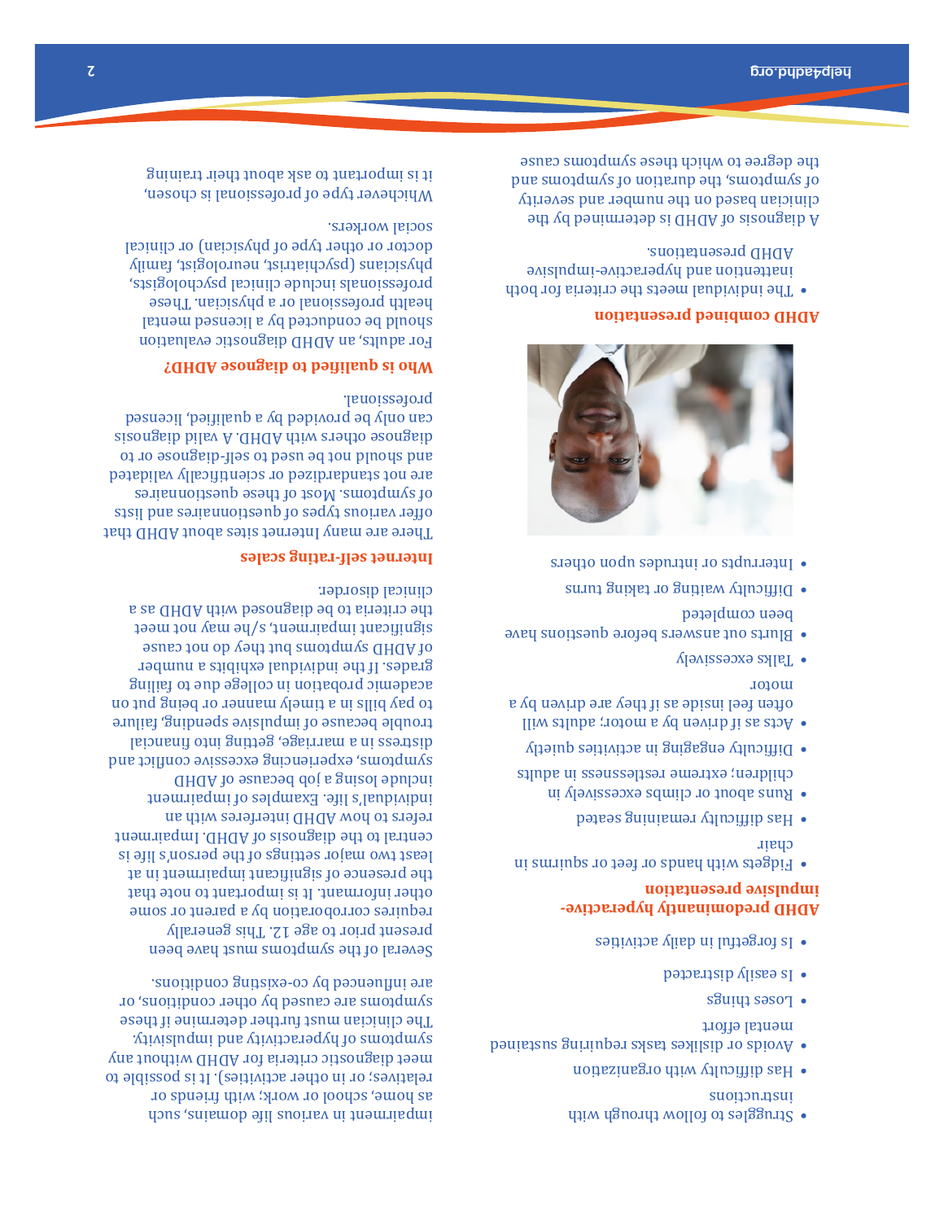- Struggles to follow through with instructions
- Has difficulty with organization
- Avoids or dislikes tasks requiring sustained mental effort
- Loses things
- Is easily distracted
- Is forgetful in daily activities

**ADHD predominantly hyperactive-impulsive presentation**

- Fidgets with hands or feet or squirms in chair
- Has difficulty remaining seated
- Runs about or climbs excessively in children; extreme restlessness in adults
- Difficulty engaging in activities quietly
- Acts as if driven by a motor; adults will often feel inside as if they are driven by a motor
- Talks excessively
- Blurts out answers before questions have been completed
- Difficulty waiting or taking turns
- Interrupts or intrudes upon others

**ADHD combined presentation**

- The individual meets the criteria for both inattention and hyperactive-impulsive ADHD presentations.

A diagnosis of ADHD is determined by the clinician based on the number and severity of symptoms, the duration of symptoms and the degree to which these symptoms cause impairment in various life domains, such as home, school or work; with friends or relatives; or in other activities). It is possible to meet diagnostic criteria for ADHD without any symptoms of hyperactivity and impulsivity. The clinician must further determine if these symptoms are caused by other conditions, or are influenced by co-existing conditions.

Several of the symptoms must have been present prior to age 12. This generally requires corroboration by a parent or some other informant. It is important to note that the presence of significant impairment in at least two major settings of the person's life is central to the diagnosis of ADHD. Impairment refers to how ADHD interferes with an individual's life. Examples of impairment include losing a job because of ADHD symptoms, experiencing excessive conflict and distress in a marriage, getting into financial trouble because of impulsive spending, failure to pay bills in a timely manner or being put on academic probation in college due to failing grades. If the individual exhibits a number of ADHD symptoms but they do not cause significant impairment, s/he may not meet the criteria to be diagnosed with ADHD as a clinical disorder.

**Internet self-rating scales**

There are many Internet sites about ADHD that offer various types of questionnaires and lists of symptoms. Most of these questionnaires are not standardized or scientifically validated and should not be used to self-diagnose or to diagnose others with ADHD. A valid diagnosis can only be provided by a qualified, licensed professional.

**Who is qualified to diagnose ADHD?**

For adults, an ADHD diagnostic evaluation should be conducted by a licensed mental health professional or a physician. These professionals include clinical psychologists, physicians (psychiatrist, neurologist, family doctor or other type of physician) or clinical social workers.

Whichever type of professional is chosen, it is important to ask about their training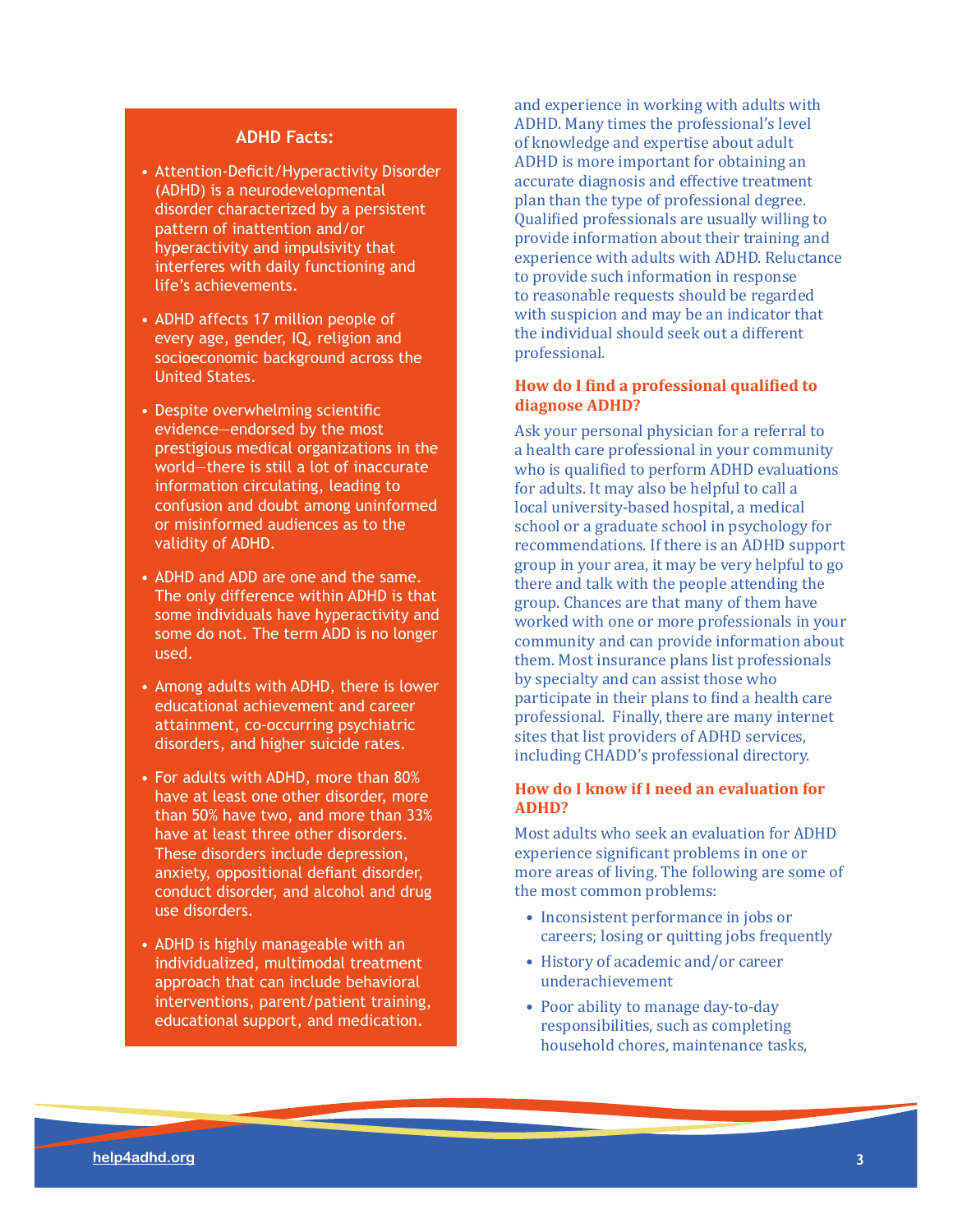## ADHD Facts:

- Attention-Deficit/Hyperactivity Disorder (ADHD) is a neurodevelopmental disorder characterized by a persistent pattern of inattention and/or hyperactivity and impulsivity that interferes with daily functioning and life's achievements.
- ADHD affects 17 million people of every age, gender, IQ, religion and socioeconomic background across the United States.
- Despite overwhelming scientific evidence—endorsed by the most prestigious medical organizations in the world—there is still a lot of inaccurate information circulating, leading to confusion and doubt among uninformed or misinformed audiences as to the validity of ADHD.
- ADHD and ADD are one and the same. The only difference within ADHD is that some individuals have hyperactivity and some do not. The term ADD is no longer used.
- Among adults with ADHD, there is lower educational achievement and career attainment, co-occurring psychiatric disorders, and higher suicide rates.
- For adults with ADHD, more than 80% have at least one other disorder, more than 50% have two, and more than 33% have at least three other disorders. These disorders include depression, anxiety, oppositional defiant disorder, conduct disorder, and alcohol and drug use disorders.
- ADHD is highly manageable with an individualized, multimodal treatment approach that can include behavioral interventions, parent/patient training, educational support, and medication.

and experience in working with adults with ADHD. Many times the professional's level of knowledge and expertise about adult ADHD is more important for obtaining an accurate diagnosis and effective treatment plan than the type of professional degree. Qualified professionals are usually willing to provide information about their training and experience with adults with ADHD. Reluctance to provide such information in response to reasonable requests should be regarded with suspicion and may be an indicator that the individual should seek out a different professional.

### How do I find a professional qualified to diagnose ADHD?

Ask your personal physician for a referral to a health care professional in your community who is qualified to perform ADHD evaluations for adults. It may also be helpful to call a local university-based hospital, a medical school or a graduate school in psychology for recommendations. If there is an ADHD support group in your area, it may be very helpful to go there and talk with the people attending the group. Chances are that many of them have worked with one or more professionals in your community and can provide information about them. Most insurance plans list professionals by specialty and can assist those who participate in their plans to find a health care professional. Finally, there are many internet sites that list providers of ADHD services, including CHADD's professional directory.

### How do I know if I need an evaluation for ADHD?

Most adults who seek an evaluation for ADHD experience significant problems in one or more areas of living. The following are some of the most common problems:

- Inconsistent performance in jobs or careers; losing or quitting jobs frequently
- History of academic and/or career underachievement
- Poor ability to manage day-to-day responsibilities, such as completing household chores, maintenance tasks,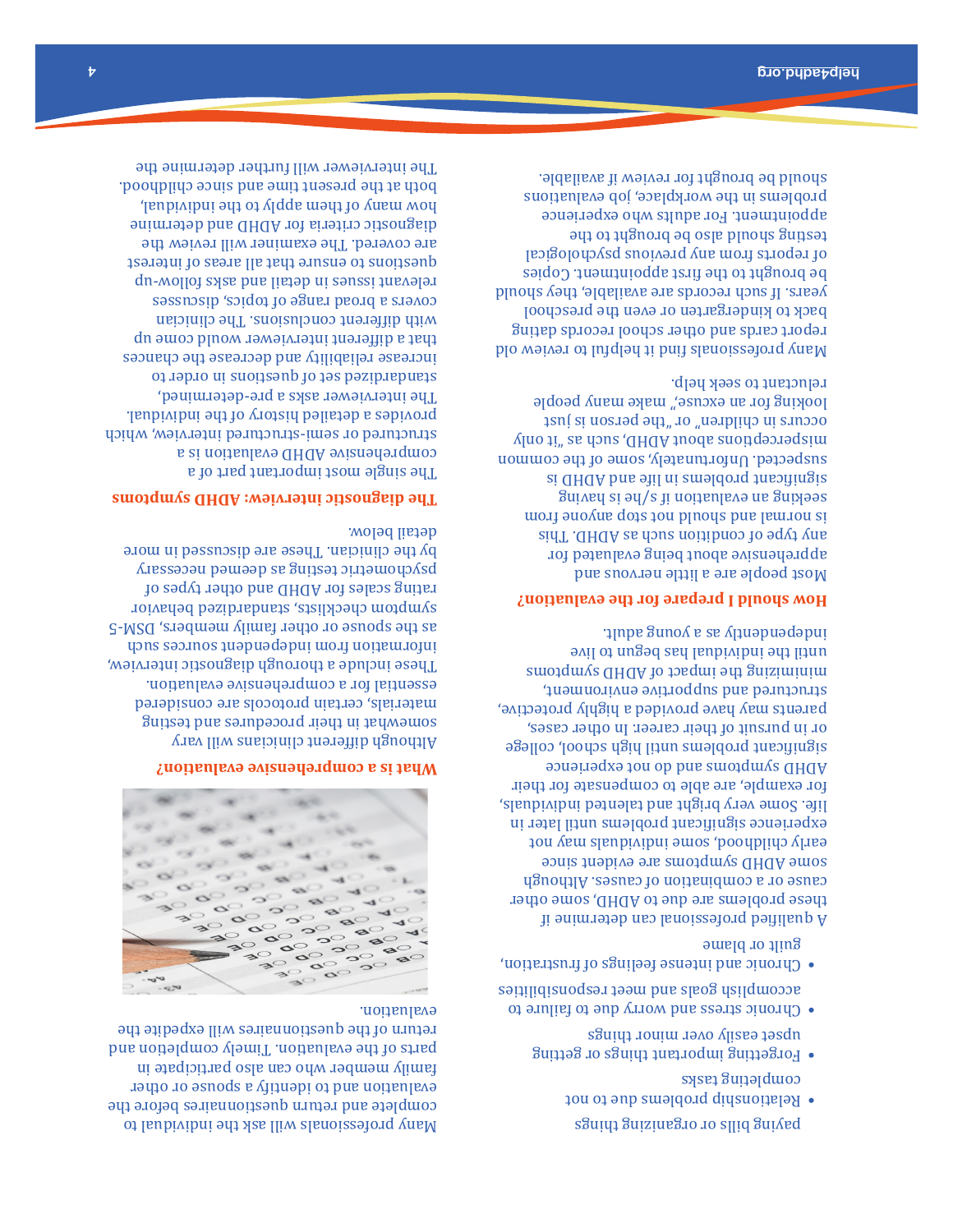paying bills or organizing things

- Relationship problems due to not completing tasks
- Forgetting important things or getting upset easily over minor things
- Chronic stress and worry due to failure to accomplish goals and meet responsibilities
- Chronic and intense feelings of frustration, guilt or blame

A qualified professional can determine if these problems are due to ADHD, some other cause or a combination of causes. Although some ADHD symptoms are evident since early childhood, some individuals may not experience significant problems until later in life. Some very bright and talented individuals, for example, are able to compensate for their ADHD symptoms and do not experience significant problems until high school, college or in pursuit of their career. In other cases, parents may have provided a highly protective, structured and supportive environment, minimizing the impact of ADHD symptoms until the individual has begun to live independently as a young adult.

## How should I prepare for the evaluation?

Most people are a little nervous and apprehensive about being evaluated for any type of condition such as ADHD. This is normal and should not stop anyone from seeking an evaluation if s/he is having significant problems in life and ADHD is suspected. Unfortunately, some of the common misperceptions about ADHD, such as "it only occurs in children" or "the person is just looking for an excuse," make many people reluctant to seek help.

Many professionals find it helpful to review old report cards and other school records dating back to kindergarten or even the preschool years. If such records are available, they should be brought to the first appointment. Copies of reports from any previous psychological testing should also be brought to the appointment. For adults who experience problems in the workplace, job evaluations should be brought for review if available.

Many professionals will ask the individual to complete and return questionnaires before the evaluation and to identify a spouse or other family member who can also participate in parts of the evaluation. Timely completion and return of the questionnaires will expedite the evaluation.

## What is a comprehensive evaluation?

Although different clinicians will vary somewhat in their procedures and testing materials, certain protocols are considered essential for a comprehensive evaluation. These include a thorough diagnostic interview, information from independent sources such as the spouse or other family members, DSM-5 symptom checklists, standardized behavior rating scales for ADHD and other types of psychometric testing as deemed necessary by the clinician. These are discussed in more detail below.

## The diagnostic interview: ADHD symptoms

The single most important part of a comprehensive ADHD evaluation is a structured or semi-structured interview, which provides a detailed history of the individual. The interviewer asks a pre-determined, standardized set of questions in order to increase reliability and decrease the chances that a different interviewer would come up with different conclusions. The clinician covers a broad range of topics, discusses relevant issues in detail and asks follow-up questions to ensure that all areas of interest are covered. The examiner will review the diagnostic criteria for ADHD and determine how many of them apply to the individual, both at the present time and since childhood. The interviewer will further determine the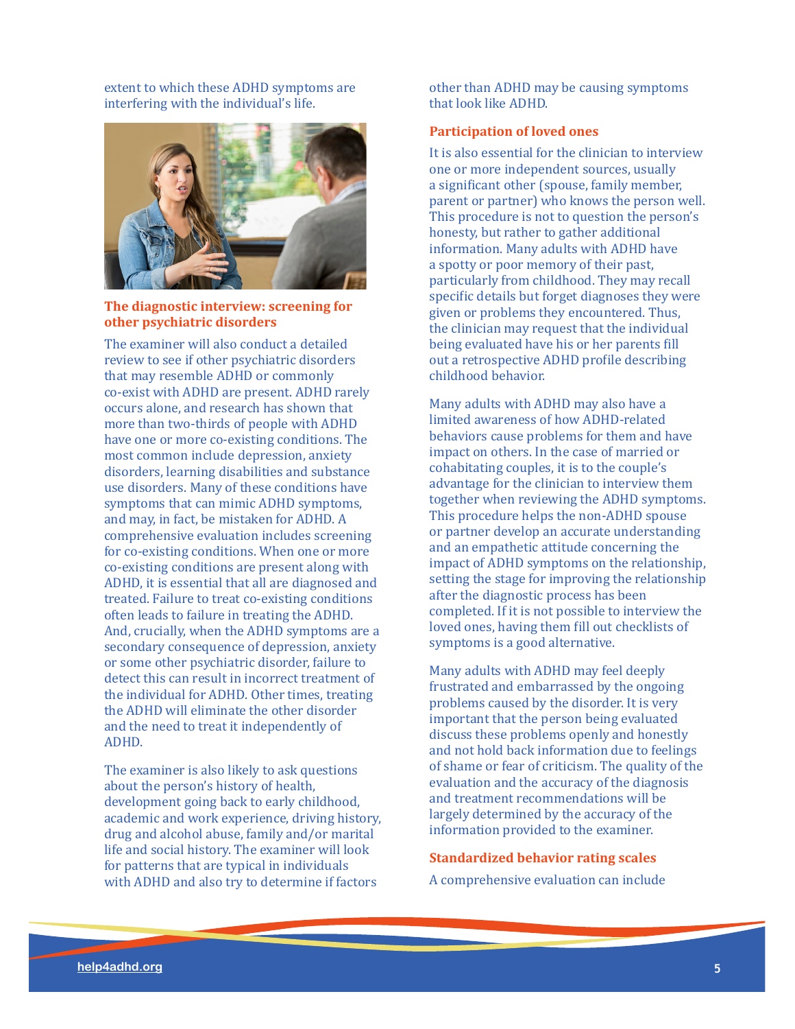extent to which these ADHD symptoms are interfering with the individual's life.

### The diagnostic interview: screening for other psychiatric disorders

The examiner will also conduct a detailed review to see if other psychiatric disorders that may resemble ADHD or commonly co-exist with ADHD are present. ADHD rarely occurs alone, and research has shown that more than two-thirds of people with ADHD have one or more co-existing conditions. The most common include depression, anxiety disorders, learning disabilities and substance use disorders. Many of these conditions have symptoms that can mimic ADHD symptoms, and may, in fact, be mistaken for ADHD. A comprehensive evaluation includes screening for co-existing conditions. When one or more co-existing conditions are present along with ADHD, it is essential that all are diagnosed and treated. Failure to treat co-existing conditions often leads to failure in treating the ADHD. And, crucially, when the ADHD symptoms are a secondary consequence of depression, anxiety or some other psychiatric disorder, failure to detect this can result in incorrect treatment of the individual for ADHD. Other times, treating the ADHD will eliminate the other disorder and the need to treat it independently of ADHD.

The examiner is also likely to ask questions about the person's history of health, development going back to early childhood, academic and work experience, driving history, drug and alcohol abuse, family and/or marital life and social history. The examiner will look for patterns that are typical in individuals with ADHD and also try to determine if factors other than ADHD may be causing symptoms that look like ADHD.

### Participation of loved ones

It is also essential for the clinician to interview one or more independent sources, usually a significant other (spouse, family member, parent or partner) who knows the person well. This procedure is not to question the person's honesty, but rather to gather additional information. Many adults with ADHD have a spotty or poor memory of their past, particularly from childhood. They may recall specific details but forget diagnoses they were given or problems they encountered. Thus, the clinician may request that the individual being evaluated have his or her parents fill out a retrospective ADHD profile describing childhood behavior.

Many adults with ADHD may also have a limited awareness of how ADHD-related behaviors cause problems for them and have impact on others. In the case of married or cohabitating couples, it is to the couple's advantage for the clinician to interview them together when reviewing the ADHD symptoms. This procedure helps the non-ADHD spouse or partner develop an accurate understanding and an empathetic attitude concerning the impact of ADHD symptoms on the relationship, setting the stage for improving the relationship after the diagnostic process has been completed. If it is not possible to interview the loved ones, having them fill out checklists of symptoms is a good alternative.

Many adults with ADHD may feel deeply frustrated and embarrassed by the ongoing problems caused by the disorder. It is very important that the person being evaluated discuss these problems openly and honestly and not hold back information due to feelings of shame or fear of criticism. The quality of the evaluation and the accuracy of the diagnosis and treatment recommendations will be largely determined by the accuracy of the information provided to the examiner.

### Standardized behavior rating scales

A comprehensive evaluation can include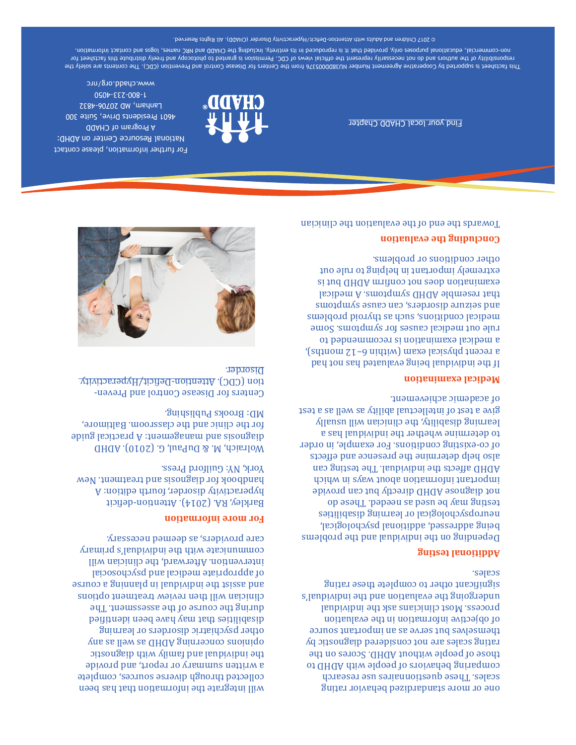one or more standardized behavior rating scales. These questionnaires use research comparing behaviors of people with ADHD to those of people without ADHD. Scores on the rating scales are not considered diagnostic by themselves but serve as an important source of objective information in the evaluation process. Most clinicians ask the individual undergoing the evaluation and the individual's significant other to complete these rating scales.

### Additional testing

Depending on the individual and the problems being addressed, additional psychological, neuropsychological or learning disabilities testing may be used as needed. These do not diagnose ADHD directly but can provide important information about ways in which ADHD affects the individual. The testing can also help determine the presence and effects of co-existing conditions. For example, in order to determine whether the individual has a learning disability, the clinician will usually give a test of intellectual ability as well as a test of academic achievement.

### Medical examination

If the individual being evaluated has not had a recent physical exam (within 6–12 months), a medical examination is recommended to rule out medical causes for symptoms. Some medical conditions, such as thyroid problems and seizure disorders, can cause symptoms that resemble ADHD symptoms. A medical examination does not confirm ADHD but is extremely important in helping to rule out other conditions or problems.

### Concluding the evaluation

Towards the end of the evaluation the clinician will integrate the information that has been collected through diverse sources, complete a written summary or report, and provide the individual and family with diagnostic opinions concerning ADHD as well as any other psychiatric disorders or learning disabilities that may have been identified during the course of the assessment. The clinician will then review treatment options and assist the individual in planning a course of appropriate medical and psychosocial intervention. Afterward, the clinician will communicate with the individual's primary care providers, as deemed necessary.

### For more information

Barkley, RA. (2014). Attention-deficit hyperactivity disorder, fourth edition: A handbook for diagnosis and treatment. New York, NY: Guilford Press.

Wolraich, M. & DuPaul, G. (2010). ADHD diagnosis and management: A practical guide for the clinic and the classroom. Baltimore, MD: Brooks Publishing.

Centers for Disease Control and Prevention (CDC). Attention-Deficit/Hyperactivity Disorder.

Find your local CHADD Chapter

CHADD®

For further information, please contact
National Resource Center on ADHD:
A Program of CHADD
4601 Presidents Drive, Suite 300
Lanham, MD 20706-4832
1-800-233-4050
www.chadd.org/nrc

This factsheet is supported by Cooperative Agreement Number NU38DD005376 from the Centers for Disease Control and Prevention (CDC). The contents are solely the responsibility of the authors and do not necessarily represent the official views of CDC. Permission is granted to photocopy and freely distribute this factsheet for non-commercial, educational purposes only, provided that it is reproduced in its entirety, including the CHADD and NRC names, logos and contact information.

© 2017 Children and Adults with Attention-Deficit/Hyperactivity Disorder (CHADD). All Rights Reserved.